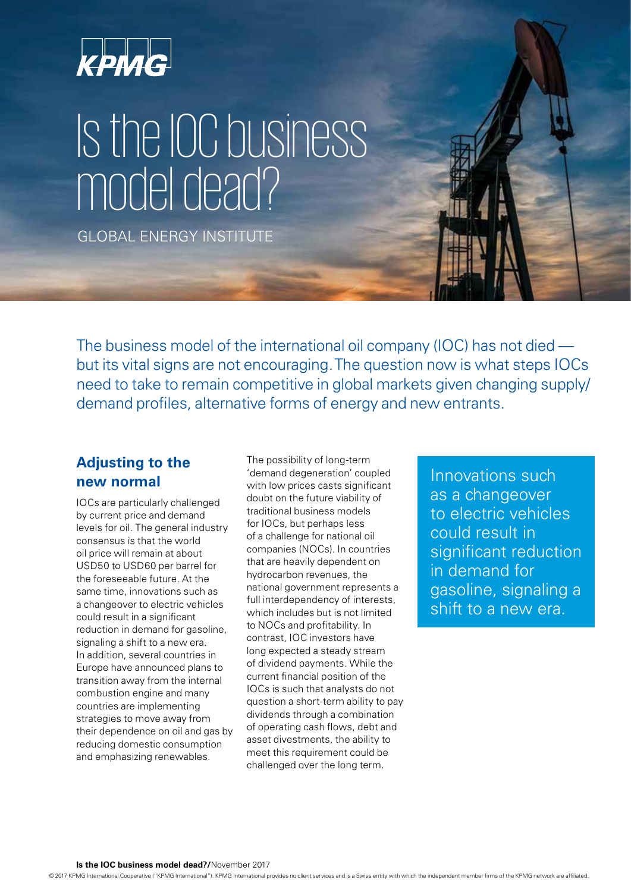KPMG

# Is the IOC business model dead?

GLOBAL ENERGY INSTITUTE

The business model of the international oil company (IOC) has not died — but its vital signs are not encouraging. The question now is what steps IOCs need to take to remain competitive in global markets given changing supply/demand profiles, alternative forms of energy and new entrants.

## Adjusting to the new normal

IOCs are particularly challenged by current price and demand levels for oil. The general industry consensus is that the world oil price will remain at about USD50 to USD60 per barrel for the foreseeable future. At the same time, innovations such as a changeover to electric vehicles could result in a significant reduction in demand for gasoline, signaling a shift to a new era. In addition, several countries in Europe have announced plans to transition away from the internal combustion engine and many countries are implementing strategies to move away from their dependence on oil and gas by reducing domestic consumption and emphasizing renewables.

The possibility of long-term 'demand degeneration' coupled with low prices casts significant doubt on the future viability of traditional business models for IOCs, but perhaps less of a challenge for national oil companies (NOCs). In countries that are heavily dependent on hydrocarbon revenues, the national government represents a full interdependency of interests, which includes but is not limited to NOCs and profitability. In contrast, IOC investors have long expected a steady stream of dividend payments. While the current financial position of the IOCs is such that analysts do not question a short-term ability to pay dividends through a combination of operating cash flows, debt and asset divestments, the ability to meet this requirement could be challenged over the long term.

> Innovations such as a changeover to electric vehicles could result in significant reduction in demand for gasoline, signaling a shift to a new era.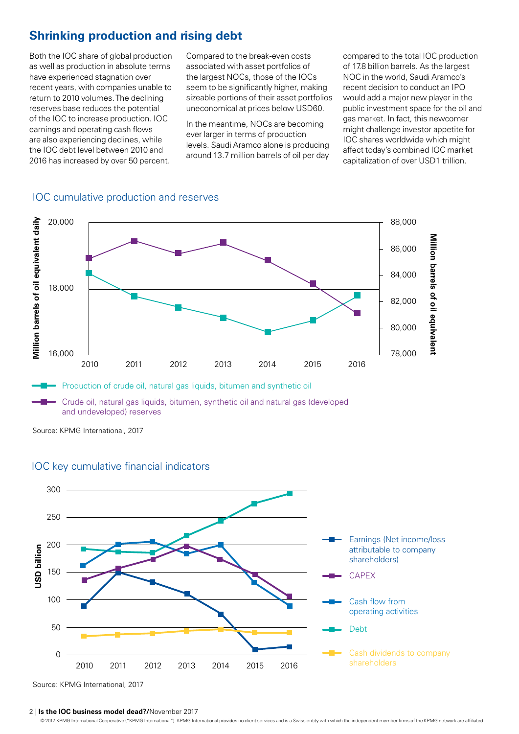## Shrinking production and rising debt

Both the IOC share of global production as well as production in absolute terms have experienced stagnation over recent years, with companies unable to return to 2010 volumes. The declining reserves base reduces the potential of the IOC to increase production. IOC earnings and operating cash flows are also experiencing declines, while the IOC debt level between 2010 and 2016 has increased by over 50 percent.

Compared to the break-even costs associated with asset portfolios of the largest NOCs, those of the IOCs seem to be significantly higher, making sizeable portions of their asset portfolios uneconomical at prices below USD60.

In the meantime, NOCs are becoming ever larger in terms of production levels. Saudi Aramco alone is producing around 13.7 million barrels of oil per day compared to the total IOC production of 17.8 billion barrels. As the largest NOC in the world, Saudi Aramco's recent decision to conduct an IPO would add a major new player in the public investment space for the oil and gas market. In fact, this newcomer might challenge investor appetite for IOC shares worldwide which might affect today's combined IOC market capitalization of over USD1 trillion.

### IOC cumulative production and reserves

Million barrels of oil equivalent daily / Million barrels of oil equivalent

2010 | 2011 | 2012 | 2013 | 2014 | 2015 | 2016

- Production of crude oil, natural gas liquids, bitumen and synthetic oil
- Crude oil, natural gas liquids, bitumen, synthetic oil and natural gas (developed and undeveloped) reserves

Source: KPMG International, 2017

### IOC key cumulative financial indicators

USD billion

2010 | 2011 | 2012 | 2013 | 2014 | 2015 | 2016

- Earnings (Net income/loss attributable to company shareholders)
- CAPEX
- Cash flow from operating activities
- Debt
- Cash dividends to company shareholders

Source: KPMG International, 2017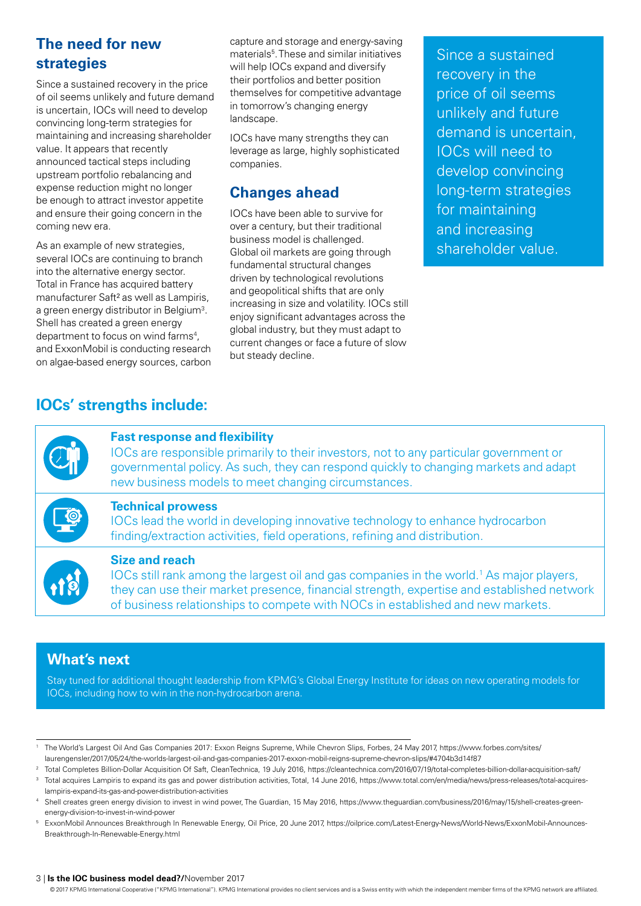## The need for new strategies

Since a sustained recovery in the price of oil seems unlikely and future demand is uncertain, IOCs will need to develop convincing long-term strategies for maintaining and increasing shareholder value. It appears that recently announced tactical steps including upstream portfolio rebalancing and expense reduction might no longer be enough to attract investor appetite and ensure their going concern in the coming new era.

As an example of new strategies, several IOCs are continuing to branch into the alternative energy sector. Total in France has acquired battery manufacturer Saft[2] as well as Lampiris, a green energy distributor in Belgium[3]. Shell has created a green energy department to focus on wind farms[4], and ExxonMobil is conducting research on algae-based energy sources, carbon capture and storage and energy-saving materials[5]. These and similar initiatives will help IOCs expand and diversify their portfolios and better position themselves for competitive advantage in tomorrow's changing energy landscape.

IOCs have many strengths they can leverage as large, highly sophisticated companies.

## Changes ahead

IOCs have been able to survive for over a century, but their traditional business model is challenged. Global oil markets are going through fundamental structural changes driven by technological revolutions and geopolitical shifts that are only increasing in size and volatility. IOCs still enjoy significant advantages across the global industry, but they must adapt to current changes or face a future of slow but steady decline.

> Since a sustained recovery in the price of oil seems unlikely and future demand is uncertain, IOCs will need to develop convincing long-term strategies for maintaining and increasing shareholder value.

## IOCs' strengths include:

**Fast response and flexibility**
IOCs are responsible primarily to their investors, not to any particular government or governmental policy. As such, they can respond quickly to changing markets and adapt new business models to meet changing circumstances.

**Technical prowess**
IOCs lead the world in developing innovative technology to enhance hydrocarbon finding/extraction activities, field operations, refining and distribution.

**Size and reach**
IOCs still rank among the largest oil and gas companies in the world.[1] As major players, they can use their market presence, financial strength, expertise and established network of business relationships to compete with NOCs in established and new markets.

## What's next

Stay tuned for additional thought leadership from KPMG's Global Energy Institute for ideas on new operating models for IOCs, including how to win in the non-hydrocarbon arena.

---

[1] The World's Largest Oil And Gas Companies 2017: Exxon Reigns Supreme, While Chevron Slips, Forbes, 24 May 2017, https://www.forbes.com/sites/laurengensler/2017/05/24/the-worlds-largest-oil-and-gas-companies-2017-exxon-mobil-reigns-supreme-chevron-slips/#4704b3d14f87

[2] Total Completes Billion-Dollar Acquisition Of Saft, CleanTechnica, 19 July 2016, https://cleantechnica.com/2016/07/19/total-completes-billion-dollar-acquisition-saft/

[3] Total acquires Lampiris to expand its gas and power distribution activities, Total, 14 June 2016, https://www.total.com/en/media/news/press-releases/total-acquires-lampiris-expand-its-gas-and-power-distribution-activities

[4] Shell creates green energy division to invest in wind power, The Guardian, 15 May 2016, https://www.theguardian.com/business/2016/may/15/shell-creates-green-energy-division-to-invest-in-wind-power

[5] ExxonMobil Announces Breakthrough In Renewable Energy, Oil Price, 20 June 2017, https://oilprice.com/Latest-Energy-News/World-News/ExxonMobil-Announces-Breakthrough-In-Renewable-Energy.html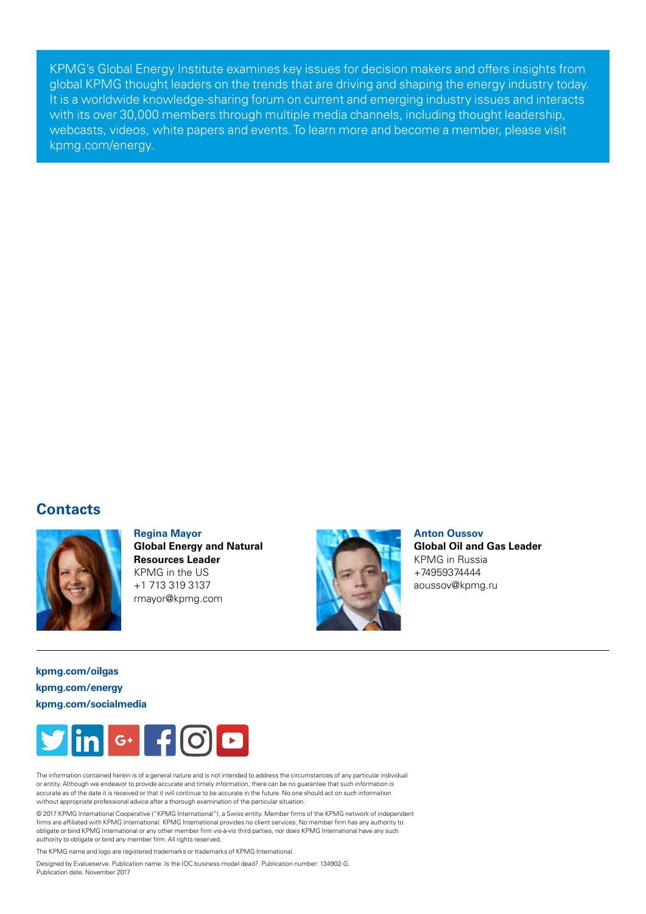KPMG's Global Energy Institute examines key issues for decision makers and offers insights from global KPMG thought leaders on the trends that are driving and shaping the energy industry today. It is a worldwide knowledge-sharing forum on current and emerging industry issues and interacts with its over 30,000 members through multiple media channels, including thought leadership, webcasts, videos, white papers and events. To learn more and become a member, please visit kpmg.com/energy.

## Contacts

**Regina Mayor**
**Global Energy and Natural Resources Leader**
KPMG in the US
+1 713 319 3137
rmayor@kpmg.com

**Anton Oussov**
**Global Oil and Gas Leader**
KPMG in Russia
+74959374444
aoussov@kpmg.ru

**kpmg.com/oilgas**
**kpmg.com/energy**
**kpmg.com/socialmedia**

The information contained herein is of a general nature and is not intended to address the circumstances of any particular individual or entity. Although we endeavor to provide accurate and timely information, there can be no guarantee that such information is accurate as of the date it is received or that it will continue to be accurate in the future. No one should act on such information without appropriate professional advice after a thorough examination of the particular situation.

© 2017 KPMG International Cooperative ("KPMG International"), a Swiss entity. Member firms of the KPMG network of independent firms are affiliated with KPMG International. KPMG International provides no client services. No member firm has any authority to obligate or bind KPMG International or any other member firm vis-à-vis third parties, nor does KPMG International have any such authority to obligate or bind any member firm. All rights reserved.

The KPMG name and logo are registered trademarks or trademarks of KPMG International.

Designed by Evalueserve. Publication name: Is the IOC business model dead?. Publication number: 134902-G.
Publication date: November 2017